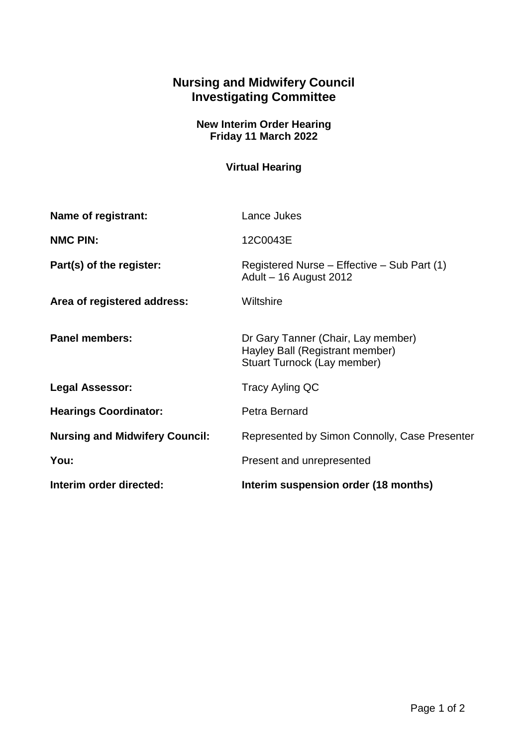# Nursing and Midwifery Council
# Investigating Committee

**New Interim Order Hearing**
**Friday 11 March 2022**

**Virtual Hearing**

| | |
|---|---|
| **Name of registrant:** | Lance Jukes |
| **NMC PIN:** | 12C0043E |
| **Part(s) of the register:** | Registered Nurse – Effective – Sub Part (1)<br>Adult – 16 August 2012 |
| **Area of registered address:** | Wiltshire |
| **Panel members:** | Dr Gary Tanner (Chair, Lay member)<br>Hayley Ball (Registrant member)<br>Stuart Turnock (Lay member) |
| **Legal Assessor:** | Tracy Ayling QC |
| **Hearings Coordinator:** | Petra Bernard |
| **Nursing and Midwifery Council:** | Represented by Simon Connolly, Case Presenter |
| **You:** | Present and unrepresented |
| **Interim order directed:** | **Interim suspension order (18 months)** |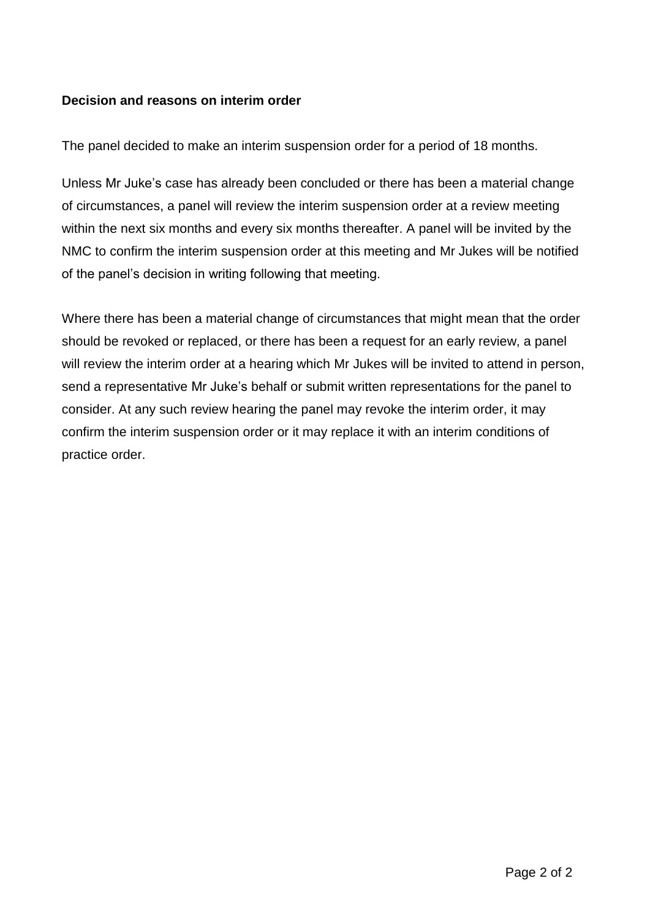**Decision and reasons on interim order**

The panel decided to make an interim suspension order for a period of 18 months.

Unless Mr Juke's case has already been concluded or there has been a material change of circumstances, a panel will review the interim suspension order at a review meeting within the next six months and every six months thereafter. A panel will be invited by the NMC to confirm the interim suspension order at this meeting and Mr Jukes will be notified of the panel's decision in writing following that meeting.

Where there has been a material change of circumstances that might mean that the order should be revoked or replaced, or there has been a request for an early review, a panel will review the interim order at a hearing which Mr Jukes will be invited to attend in person, send a representative Mr Juke's behalf or submit written representations for the panel to consider. At any such review hearing the panel may revoke the interim order, it may confirm the interim suspension order or it may replace it with an interim conditions of practice order.